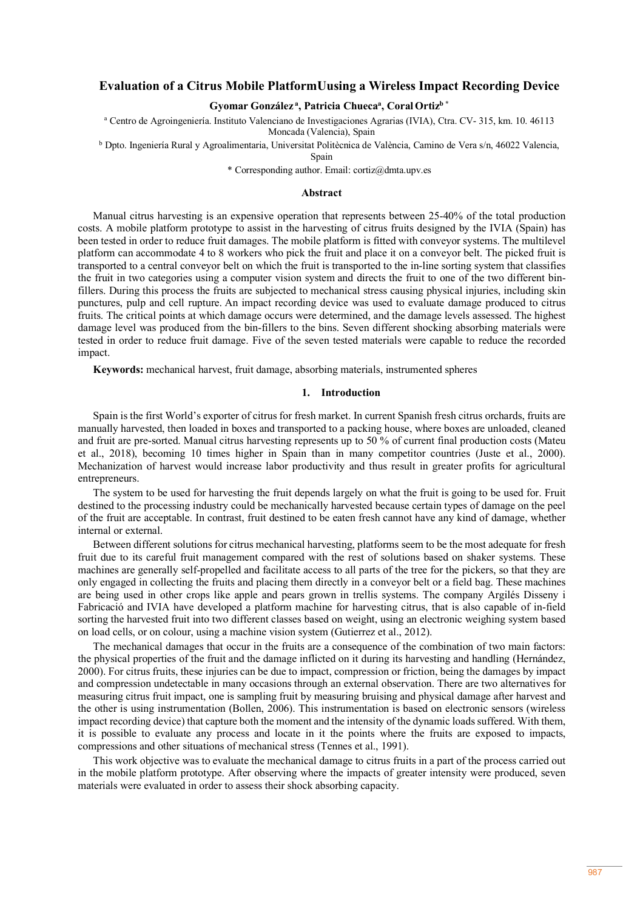# Evaluation of a Citrus Mobile PlatformUusing a Wireless Impact Recording Device

**Gyomar González** [a], **Patricia Chueca**[a], **Coral Ortiz**[b] *

[a] Centro de Agroingeniería. Instituto Valenciano de Investigaciones Agrarias (IVIA), Ctra. CV- 315, km. 10. 46113 Moncada (Valencia), Spain

[b] Dpto. Ingeniería Rural y Agroalimentaria, Universitat Politècnica de València, Camino de Vera s/n, 46022 Valencia, Spain

* Corresponding author. Email: cortiz@dmta.upv.es

## Abstract

Manual citrus harvesting is an expensive operation that represents between 25-40% of the total production costs. A mobile platform prototype to assist in the harvesting of citrus fruits designed by the IVIA (Spain) has been tested in order to reduce fruit damages. The mobile platform is fitted with conveyor systems. The multilevel platform can accommodate 4 to 8 workers who pick the fruit and place it on a conveyor belt. The picked fruit is transported to a central conveyor belt on which the fruit is transported to the in-line sorting system that classifies the fruit in two categories using a computer vision system and directs the fruit to one of the two different bin-fillers. During this process the fruits are subjected to mechanical stress causing physical injuries, including skin punctures, pulp and cell rupture. An impact recording device was used to evaluate damage produced to citrus fruits. The critical points at which damage occurs were determined, and the damage levels assessed. The highest damage level was produced from the bin-fillers to the bins. Seven different shocking absorbing materials were tested in order to reduce fruit damage. Five of the seven tested materials were capable to reduce the recorded impact.

**Keywords:** mechanical harvest, fruit damage, absorbing materials, instrumented spheres

## 1. Introduction

Spain is the first World's exporter of citrus for fresh market. In current Spanish fresh citrus orchards, fruits are manually harvested, then loaded in boxes and transported to a packing house, where boxes are unloaded, cleaned and fruit are pre-sorted. Manual citrus harvesting represents up to 50 % of current final production costs (Mateu et al., 2018), becoming 10 times higher in Spain than in many competitor countries (Juste et al., 2000). Mechanization of harvest would increase labor productivity and thus result in greater profits for agricultural entrepreneurs.

The system to be used for harvesting the fruit depends largely on what the fruit is going to be used for. Fruit destined to the processing industry could be mechanically harvested because certain types of damage on the peel of the fruit are acceptable. In contrast, fruit destined to be eaten fresh cannot have any kind of damage, whether internal or external.

Between different solutions for citrus mechanical harvesting, platforms seem to be the most adequate for fresh fruit due to its careful fruit management compared with the rest of solutions based on shaker systems. These machines are generally self-propelled and facilitate access to all parts of the tree for the pickers, so that they are only engaged in collecting the fruits and placing them directly in a conveyor belt or a field bag. These machines are being used in other crops like apple and pears grown in trellis systems. The company Argilés Disseny i Fabricació and IVIA have developed a platform machine for harvesting citrus, that is also capable of in-field sorting the harvested fruit into two different classes based on weight, using an electronic weighing system based on load cells, or on colour, using a machine vision system (Gutierrez et al., 2012).

The mechanical damages that occur in the fruits are a consequence of the combination of two main factors: the physical properties of the fruit and the damage inflicted on it during its harvesting and handling (Hernández, 2000). For citrus fruits, these injuries can be due to impact, compression or friction, being the damages by impact and compression undetectable in many occasions through an external observation. There are two alternatives for measuring citrus fruit impact, one is sampling fruit by measuring bruising and physical damage after harvest and the other is using instrumentation (Bollen, 2006). This instrumentation is based on electronic sensors (wireless impact recording device) that capture both the moment and the intensity of the dynamic loads suffered. With them, it is possible to evaluate any process and locate in it the points where the fruits are exposed to impacts, compressions and other situations of mechanical stress (Tennes et al., 1991).

This work objective was to evaluate the mechanical damage to citrus fruits in a part of the process carried out in the mobile platform prototype. After observing where the impacts of greater intensity were produced, seven materials were evaluated in order to assess their shock absorbing capacity.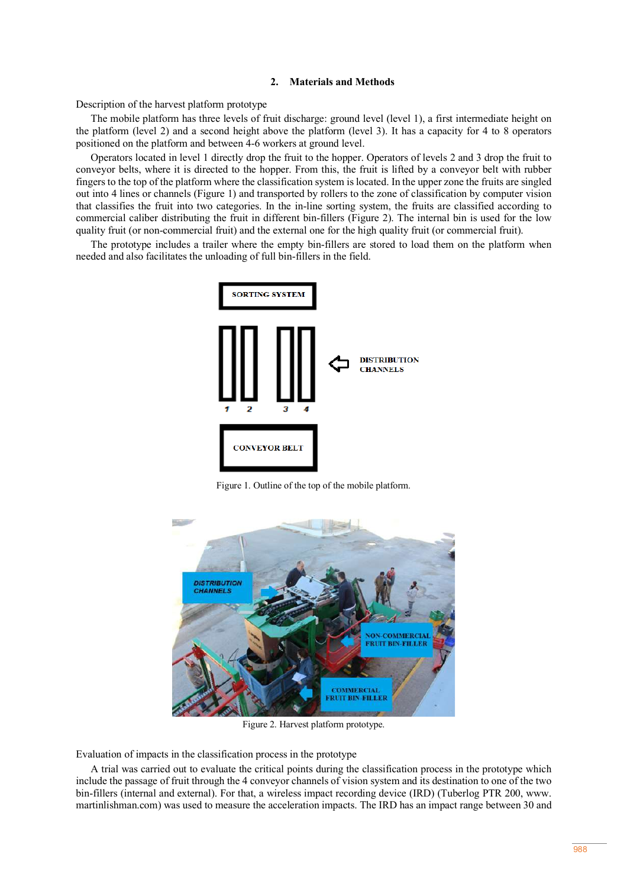## 2. Materials and Methods

Description of the harvest platform prototype

The mobile platform has three levels of fruit discharge: ground level (level 1), a first intermediate height on the platform (level 2) and a second height above the platform (level 3). It has a capacity for 4 to 8 operators positioned on the platform and between 4-6 workers at ground level.

Operators located in level 1 directly drop the fruit to the hopper. Operators of levels 2 and 3 drop the fruit to conveyor belts, where it is directed to the hopper. From this, the fruit is lifted by a conveyor belt with rubber fingers to the top of the platform where the classification system is located. In the upper zone the fruits are singled out into 4 lines or channels (Figure 1) and transported by rollers to the zone of classification by computer vision that classifies the fruit into two categories. In the in-line sorting system, the fruits are classified according to commercial caliber distributing the fruit in different bin-fillers (Figure 2). The internal bin is used for the low quality fruit (or non-commercial fruit) and the external one for the high quality fruit (or commercial fruit).

The prototype includes a trailer where the empty bin-fillers are stored to load them on the platform when needed and also facilitates the unloading of full bin-fillers in the field.

Figure 1. Outline of the top of the mobile platform.

Figure 2. Harvest platform prototype.

Evaluation of impacts in the classification process in the prototype

A trial was carried out to evaluate the critical points during the classification process in the prototype which include the passage of fruit through the 4 conveyor channels of vision system and its destination to one of the two bin-fillers (internal and external). For that, a wireless impact recording device (IRD) (Tuberlog PTR 200, www.martinlishman.com) was used to measure the acceleration impacts. The IRD has an impact range between 30 and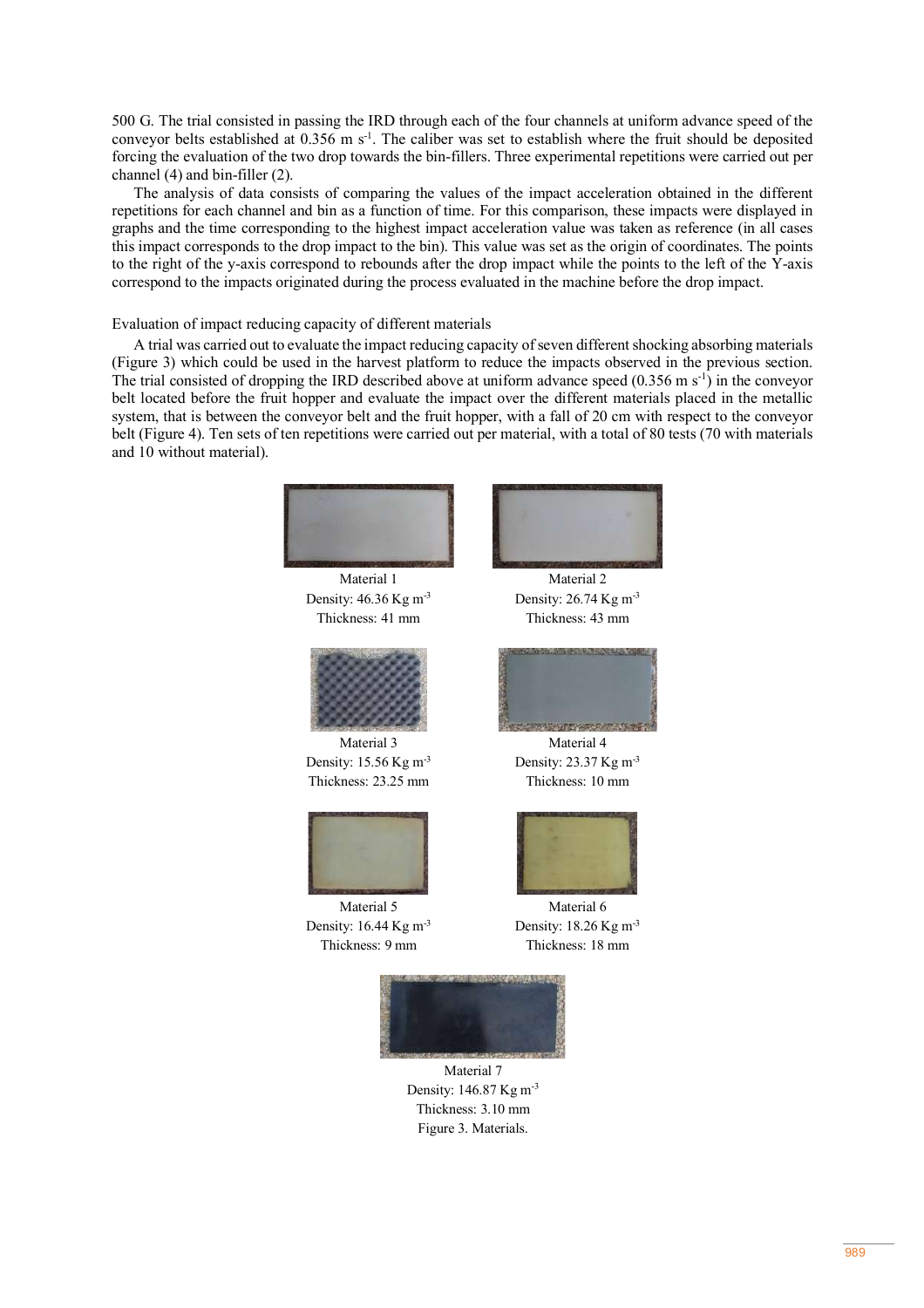500 G. The trial consisted in passing the IRD through each of the four channels at uniform advance speed of the conveyor belts established at 0.356 m s$^{-1}$. The caliber was set to establish where the fruit should be deposited forcing the evaluation of the two drop towards the bin-fillers. Three experimental repetitions were carried out per channel (4) and bin-filler (2).

The analysis of data consists of comparing the values of the impact acceleration obtained in the different repetitions for each channel and bin as a function of time. For this comparison, these impacts were displayed in graphs and the time corresponding to the highest impact acceleration value was taken as reference (in all cases this impact corresponds to the drop impact to the bin). This value was set as the origin of coordinates. The points to the right of the y-axis correspond to rebounds after the drop impact while the points to the left of the Y-axis correspond to the impacts originated during the process evaluated in the machine before the drop impact.

Evaluation of impact reducing capacity of different materials

A trial was carried out to evaluate the impact reducing capacity of seven different shocking absorbing materials (Figure 3) which could be used in the harvest platform to reduce the impacts observed in the previous section. The trial consisted of dropping the IRD described above at uniform advance speed (0.356 m s$^{-1}$) in the conveyor belt located before the fruit hopper and evaluate the impact over the different materials placed in the metallic system, that is between the conveyor belt and the fruit hopper, with a fall of 20 cm with respect to the conveyor belt (Figure 4). Ten sets of ten repetitions were carried out per material, with a total of 80 tests (70 with materials and 10 without material).

Material 1
Density: 46.36 Kg m$^{-3}$
Thickness: 41 mm

Material 2
Density: 26.74 Kg m$^{-3}$
Thickness: 43 mm

Material 3
Density: 15.56 Kg m$^{-3}$
Thickness: 23.25 mm

Material 4
Density: 23.37 Kg m$^{-3}$
Thickness: 10 mm

Material 5
Density: 16.44 Kg m$^{-3}$
Thickness: 9 mm

Material 6
Density: 18.26 Kg m$^{-3}$
Thickness: 18 mm

Material 7
Density: 146.87 Kg m$^{-3}$
Thickness: 3.10 mm

Figure 3. Materials.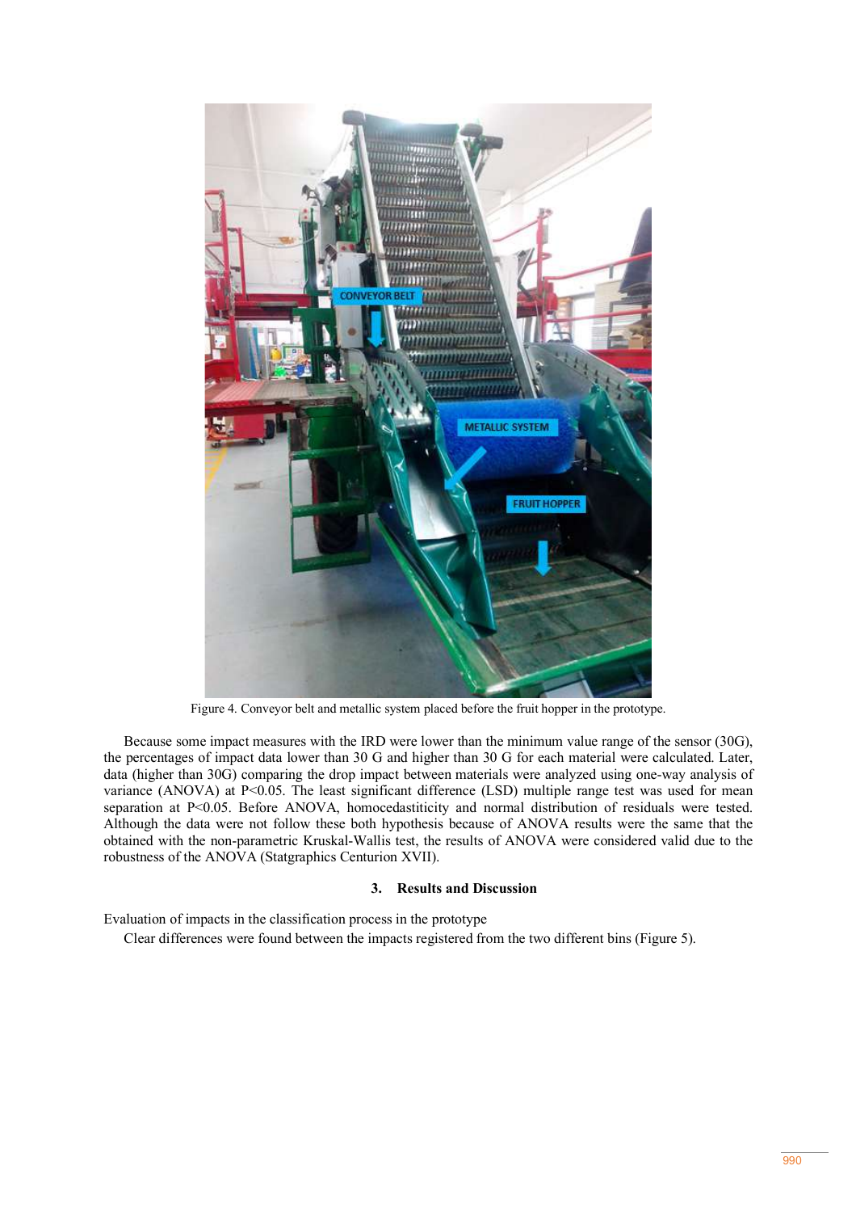Figure 4. Conveyor belt and metallic system placed before the fruit hopper in the prototype.

Because some impact measures with the IRD were lower than the minimum value range of the sensor (30G), the percentages of impact data lower than 30 G and higher than 30 G for each material were calculated. Later, data (higher than 30G) comparing the drop impact between materials were analyzed using one-way analysis of variance (ANOVA) at P<0.05. The least significant difference (LSD) multiple range test was used for mean separation at P<0.05. Before ANOVA, homocedastiticity and normal distribution of residuals were tested. Although the data were not follow these both hypothesis because of ANOVA results were the same that the obtained with the non-parametric Kruskal-Wallis test, the results of ANOVA were considered valid due to the robustness of the ANOVA (Statgraphics Centurion XVII).

## 3. Results and Discussion

Evaluation of impacts in the classification process in the prototype

Clear differences were found between the impacts registered from the two different bins (Figure 5).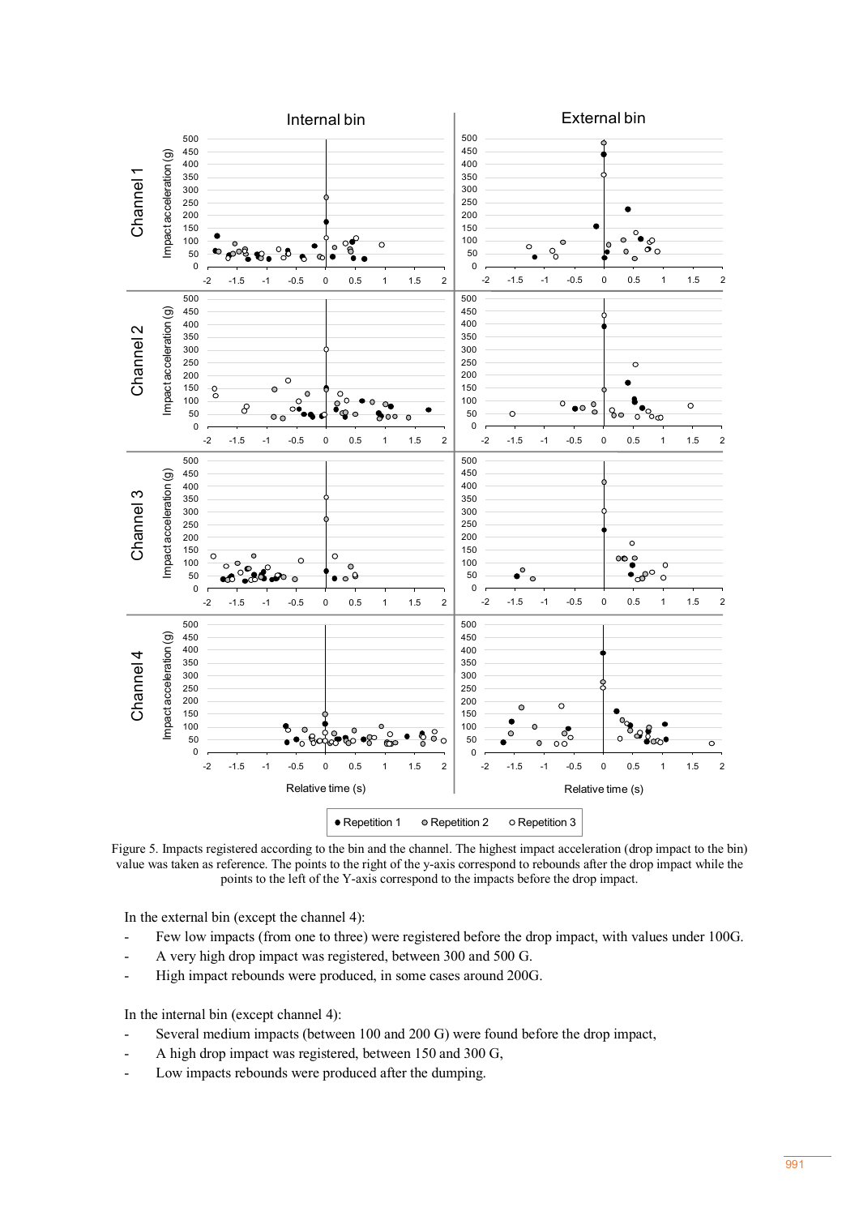Figure 5. Impacts registered according to the bin and the channel. The highest impact acceleration (drop impact to the bin) value was taken as reference. The points to the right of the y-axis correspond to rebounds after the drop impact while the points to the left of the Y-axis correspond to the impacts before the drop impact.

In the external bin (except the channel 4):

- Few low impacts (from one to three) were registered before the drop impact, with values under 100G.
- A very high drop impact was registered, between 300 and 500 G.
- High impact rebounds were produced, in some cases around 200G.

In the internal bin (except channel 4):

- Several medium impacts (between 100 and 200 G) were found before the drop impact,
- A high drop impact was registered, between 150 and 300 G,
- Low impacts rebounds were produced after the dumping.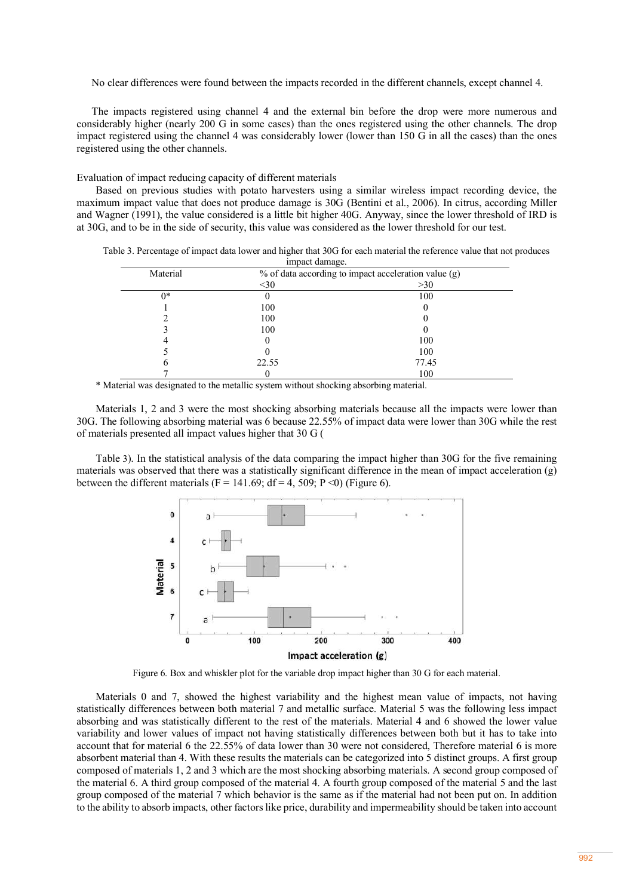No clear differences were found between the impacts recorded in the different channels, except channel 4.

The impacts registered using channel 4 and the external bin before the drop were more numerous and considerably higher (nearly 200 G in some cases) than the ones registered using the other channels. The drop impact registered using the channel 4 was considerably lower (lower than 150 G in all the cases) than the ones registered using the other channels.

Evaluation of impact reducing capacity of different materials

Based on previous studies with potato harvesters using a similar wireless impact recording device, the maximum impact value that does not produce damage is 30G (Bentini et al., 2006). In citrus, according Miller and Wagner (1991), the value considered is a little bit higher 40G. Anyway, since the lower threshold of IRD is at 30G, and to be in the side of security, this value was considered as the lower threshold for our test.

Table 3. Percentage of impact data lower and higher that 30G for each material the reference value that not produces impact damage.

| Material | % of data according to impact acceleration value (g) | |
|---|---|---|
| | <30 | >30 |
| 0* | 0 | 100 |
| 1 | 100 | 0 |
| 2 | 100 | 0 |
| 3 | 100 | 0 |
| 4 | 0 | 100 |
| 5 | 0 | 100 |
| 6 | 22.55 | 77.45 |
| 7 | 0 | 100 |

\* Material was designated to the metallic system without shocking absorbing material.

Materials 1, 2 and 3 were the most shocking absorbing materials because all the impacts were lower than 30G. The following absorbing material was 6 because 22.55% of impact data were lower than 30G while the rest of materials presented all impact values higher that 30 G (

Table 3). In the statistical analysis of the data comparing the impact higher than 30G for the five remaining materials was observed that there was a statistically significant difference in the mean of impact acceleration (g) between the different materials ($F = 141.69$; $df = 4, 509$; $P < 0$) (Figure 6).

Figure 6. Box and whiskler plot for the variable drop impact higher than 30 G for each material.

Materials 0 and 7, showed the highest variability and the highest mean value of impacts, not having statistically differences between both material 7 and metallic surface. Material 5 was the following less impact absorbing and was statistically different to the rest of the materials. Material 4 and 6 showed the lower value variability and lower values of impact not having statistically differences between both but it has to take into account that for material 6 the 22.55% of data lower than 30 were not considered, Therefore material 6 is more absorbent material than 4. With these results the materials can be categorized into 5 distinct groups. A first group composed of materials 1, 2 and 3 which are the most shocking absorbing materials. A second group composed of the material 6. A third group composed of the material 4. A fourth group composed of the material 5 and the last group composed of the material 7 which behavior is the same as if the material had not been put on. In addition to the ability to absorb impacts, other factors like price, durability and impermeability should be taken into account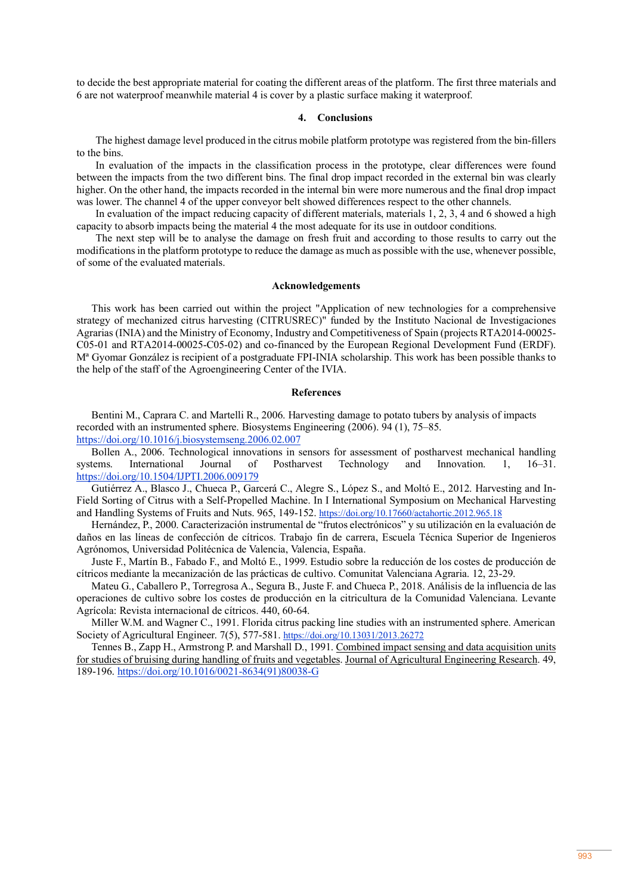to decide the best appropriate material for coating the different areas of the platform. The first three materials and 6 are not waterproof meanwhile material 4 is cover by a plastic surface making it waterproof.

## 4. Conclusions

The highest damage level produced in the citrus mobile platform prototype was registered from the bin-fillers to the bins.

In evaluation of the impacts in the classification process in the prototype, clear differences were found between the impacts from the two different bins. The final drop impact recorded in the external bin was clearly higher. On the other hand, the impacts recorded in the internal bin were more numerous and the final drop impact was lower. The channel 4 of the upper conveyor belt showed differences respect to the other channels.

In evaluation of the impact reducing capacity of different materials, materials 1, 2, 3, 4 and 6 showed a high capacity to absorb impacts being the material 4 the most adequate for its use in outdoor conditions.

The next step will be to analyse the damage on fresh fruit and according to those results to carry out the modifications in the platform prototype to reduce the damage as much as possible with the use, whenever possible, of some of the evaluated materials.

## Acknowledgements

This work has been carried out within the project "Application of new technologies for a comprehensive strategy of mechanized citrus harvesting (CITRUSREC)" funded by the Instituto Nacional de Investigaciones Agrarias (INIA) and the Ministry of Economy, Industry and Competitiveness of Spain (projects RTA2014-00025-C05-01 and RTA2014-00025-C05-02) and co-financed by the European Regional Development Fund (ERDF). Mª Gyomar González is recipient of a postgraduate FPI-INIA scholarship. This work has been possible thanks to the help of the staff of the Agroengineering Center of the IVIA.

## References

Bentini M., Caprara C. and Martelli R., 2006. Harvesting damage to potato tubers by analysis of impacts recorded with an instrumented sphere. Biosystems Engineering (2006). 94 (1), 75–85. https://doi.org/10.1016/j.biosystemseng.2006.02.007

Bollen A., 2006. Technological innovations in sensors for assessment of postharvest mechanical handling systems. International Journal of Postharvest Technology and Innovation. 1, 16–31. https://doi.org/10.1504/IJPTI.2006.009179

Gutiérrez A., Blasco J., Chueca P., Garcerá C., Alegre S., López S., and Moltó E., 2012. Harvesting and In-Field Sorting of Citrus with a Self-Propelled Machine. In I International Symposium on Mechanical Harvesting and Handling Systems of Fruits and Nuts. 965, 149-152. https://doi.org/10.17660/actahortic.2012.965.18

Hernández, P., 2000. Caracterización instrumental de "frutos electrónicos" y su utilización en la evaluación de daños en las líneas de confección de cítricos. Trabajo fin de carrera, Escuela Técnica Superior de Ingenieros Agrónomos, Universidad Politécnica de Valencia, Valencia, España.

Juste F., Martín B., Fabado F., and Moltó E., 1999. Estudio sobre la reducción de los costes de producción de cítricos mediante la mecanización de las prácticas de cultivo. Comunitat Valenciana Agraria. 12, 23-29.

Mateu G., Caballero P., Torregrosa A., Segura B., Juste F. and Chueca P., 2018. Análisis de la influencia de las operaciones de cultivo sobre los costes de producción en la citricultura de la Comunidad Valenciana. Levante Agrícola: Revista internacional de cítricos. 440, 60-64.

Miller W.M. and Wagner C., 1991. Florida citrus packing line studies with an instrumented sphere. American Society of Agricultural Engineer. 7(5), 577-581. https://doi.org/10.13031/2013.26272

Tennes B., Zapp H., Armstrong P. and Marshall D., 1991. Combined impact sensing and data acquisition units for studies of bruising during handling of fruits and vegetables. Journal of Agricultural Engineering Research. 49, 189-196. https://doi.org/10.1016/0021-8634(91)80038-G